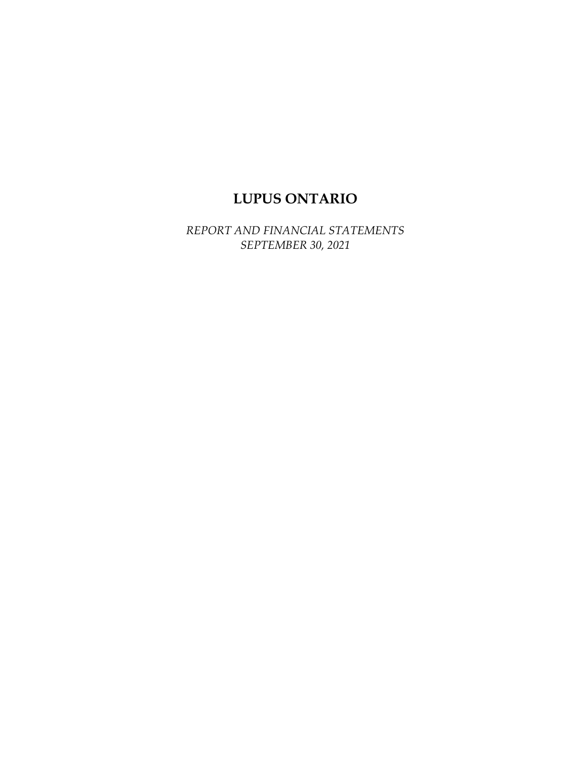# LUPUS ONTARIO

*REPORT AND FINANCIAL STATEMENTS*
*SEPTEMBER 30, 2021*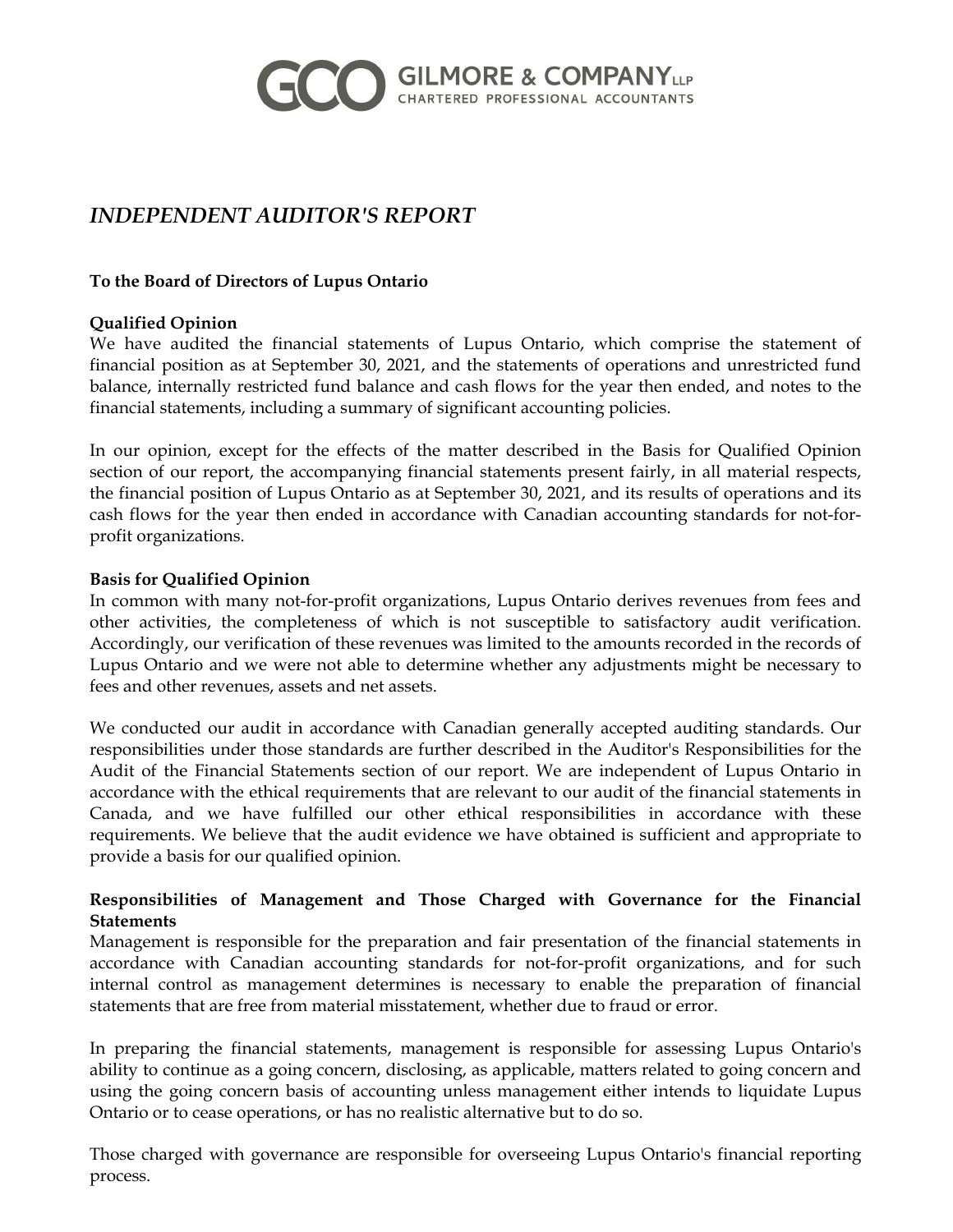GILMORE & COMPANY LLP
CHARTERED PROFESSIONAL ACCOUNTANTS

# *INDEPENDENT AUDITOR'S REPORT*

**To the Board of Directors of Lupus Ontario**

**Qualified Opinion**

We have audited the financial statements of Lupus Ontario, which comprise the statement of financial position as at September 30, 2021, and the statements of operations and unrestricted fund balance, internally restricted fund balance and cash flows for the year then ended, and notes to the financial statements, including a summary of significant accounting policies.

In our opinion, except for the effects of the matter described in the Basis for Qualified Opinion section of our report, the accompanying financial statements present fairly, in all material respects, the financial position of Lupus Ontario as at September 30, 2021, and its results of operations and its cash flows for the year then ended in accordance with Canadian accounting standards for not-for-profit organizations.

**Basis for Qualified Opinion**

In common with many not-for-profit organizations, Lupus Ontario derives revenues from fees and other activities, the completeness of which is not susceptible to satisfactory audit verification. Accordingly, our verification of these revenues was limited to the amounts recorded in the records of Lupus Ontario and we were not able to determine whether any adjustments might be necessary to fees and other revenues, assets and net assets.

We conducted our audit in accordance with Canadian generally accepted auditing standards. Our responsibilities under those standards are further described in the Auditor's Responsibilities for the Audit of the Financial Statements section of our report. We are independent of Lupus Ontario in accordance with the ethical requirements that are relevant to our audit of the financial statements in Canada, and we have fulfilled our other ethical responsibilities in accordance with these requirements. We believe that the audit evidence we have obtained is sufficient and appropriate to provide a basis for our qualified opinion.

**Responsibilities of Management and Those Charged with Governance for the Financial Statements**

Management is responsible for the preparation and fair presentation of the financial statements in accordance with Canadian accounting standards for not-for-profit organizations, and for such internal control as management determines is necessary to enable the preparation of financial statements that are free from material misstatement, whether due to fraud or error.

In preparing the financial statements, management is responsible for assessing Lupus Ontario's ability to continue as a going concern, disclosing, as applicable, matters related to going concern and using the going concern basis of accounting unless management either intends to liquidate Lupus Ontario or to cease operations, or has no realistic alternative but to do so.

Those charged with governance are responsible for overseeing Lupus Ontario's financial reporting process.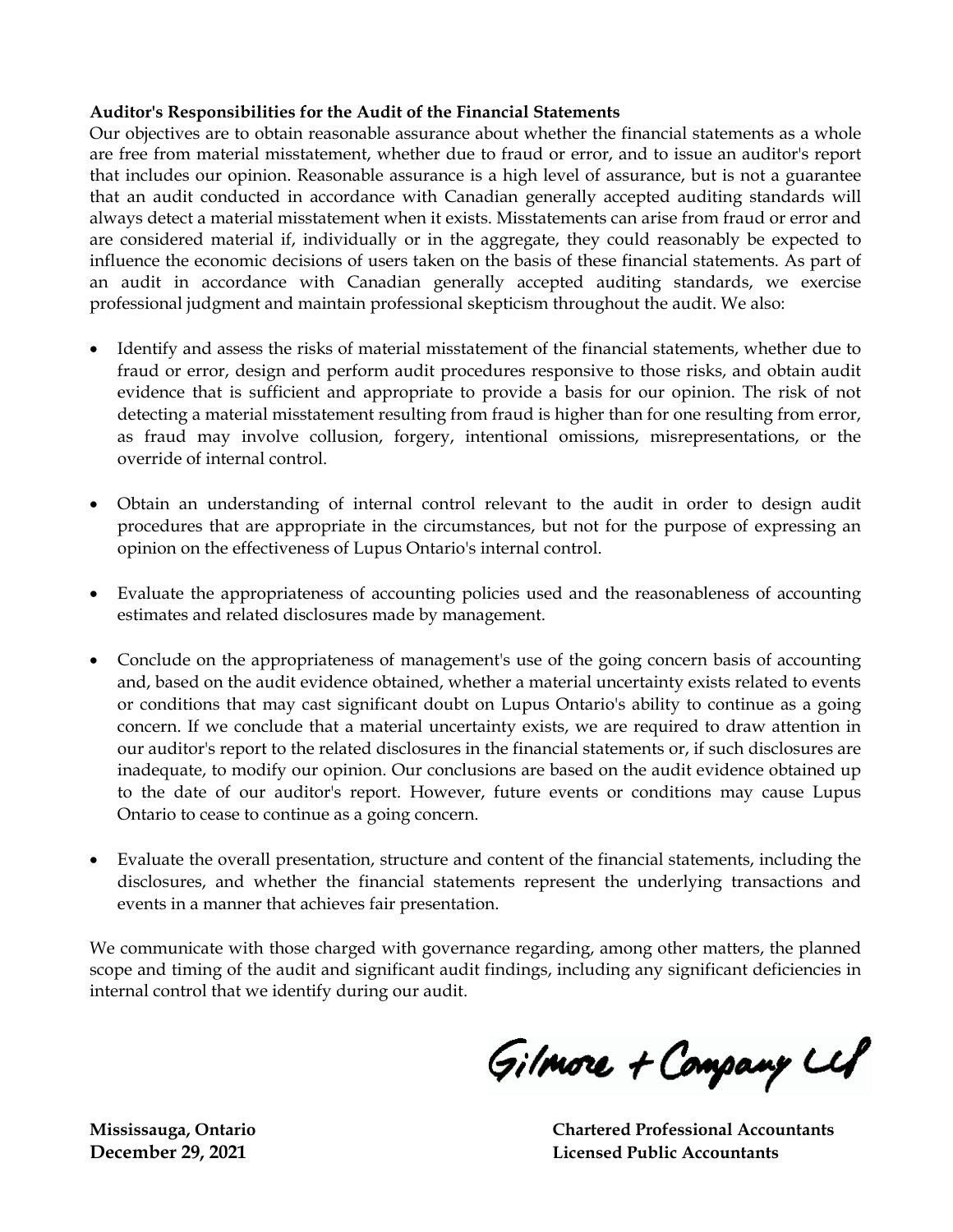**Auditor's Responsibilities for the Audit of the Financial Statements**

Our objectives are to obtain reasonable assurance about whether the financial statements as a whole are free from material misstatement, whether due to fraud or error, and to issue an auditor's report that includes our opinion. Reasonable assurance is a high level of assurance, but is not a guarantee that an audit conducted in accordance with Canadian generally accepted auditing standards will always detect a material misstatement when it exists. Misstatements can arise from fraud or error and are considered material if, individually or in the aggregate, they could reasonably be expected to influence the economic decisions of users taken on the basis of these financial statements. As part of an audit in accordance with Canadian generally accepted auditing standards, we exercise professional judgment and maintain professional skepticism throughout the audit. We also:

- Identify and assess the risks of material misstatement of the financial statements, whether due to fraud or error, design and perform audit procedures responsive to those risks, and obtain audit evidence that is sufficient and appropriate to provide a basis for our opinion. The risk of not detecting a material misstatement resulting from fraud is higher than for one resulting from error, as fraud may involve collusion, forgery, intentional omissions, misrepresentations, or the override of internal control.

- Obtain an understanding of internal control relevant to the audit in order to design audit procedures that are appropriate in the circumstances, but not for the purpose of expressing an opinion on the effectiveness of Lupus Ontario's internal control.

- Evaluate the appropriateness of accounting policies used and the reasonableness of accounting estimates and related disclosures made by management.

- Conclude on the appropriateness of management's use of the going concern basis of accounting and, based on the audit evidence obtained, whether a material uncertainty exists related to events or conditions that may cast significant doubt on Lupus Ontario's ability to continue as a going concern. If we conclude that a material uncertainty exists, we are required to draw attention in our auditor's report to the related disclosures in the financial statements or, if such disclosures are inadequate, to modify our opinion. Our conclusions are based on the audit evidence obtained up to the date of our auditor's report. However, future events or conditions may cause Lupus Ontario to cease to continue as a going concern.

- Evaluate the overall presentation, structure and content of the financial statements, including the disclosures, and whether the financial statements represent the underlying transactions and events in a manner that achieves fair presentation.

We communicate with those charged with governance regarding, among other matters, the planned scope and timing of the audit and significant audit findings, including any significant deficiencies in internal control that we identify during our audit.

Gilmore + Company LLP

**Mississauga, Ontario**
**December 29, 2021**

**Chartered Professional Accountants**
**Licensed Public Accountants**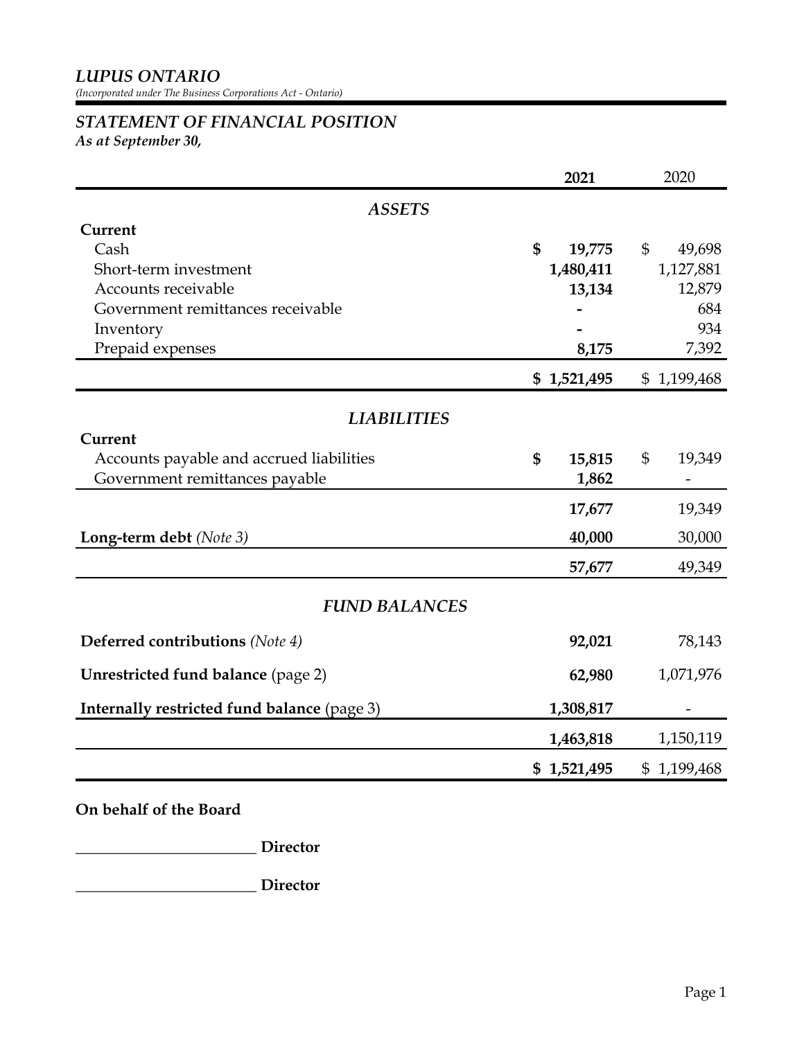# LUPUS ONTARIO

*(Incorporated under The Business Corporations Act - Ontario)*

## STATEMENT OF FINANCIAL POSITION

*As at September 30,*

| | **2021** | 2020 |
|---|---|---|
| ***ASSETS*** | | |
| **Current** | | |
| Cash | **$ 19,775** | $ 49,698 |
| Short-term investment | **1,480,411** | 1,127,881 |
| Accounts receivable | **13,134** | 12,879 |
| Government remittances receivable | **-** | 684 |
| Inventory | **-** | 934 |
| Prepaid expenses | **8,175** | 7,392 |
| | **$ 1,521,495** | $ 1,199,468 |
| ***LIABILITIES*** | | |
| **Current** | | |
| Accounts payable and accrued liabilities | **$ 15,815** | $ 19,349 |
| Government remittances payable | **1,862** | - |
| | **17,677** | 19,349 |
| **Long-term debt** *(Note 3)* | **40,000** | 30,000 |
| | **57,677** | 49,349 |
| ***FUND BALANCES*** | | |
| **Deferred contributions** *(Note 4)* | **92,021** | 78,143 |
| **Unrestricted fund balance** (page 2) | **62,980** | 1,071,976 |
| **Internally restricted fund balance** (page 3) | **1,308,817** | - |
| | **1,463,818** | 1,150,119 |
| | **$ 1,521,495** | $ 1,199,468 |

**On behalf of the Board**

_______________________ **Director**

_______________________ **Director**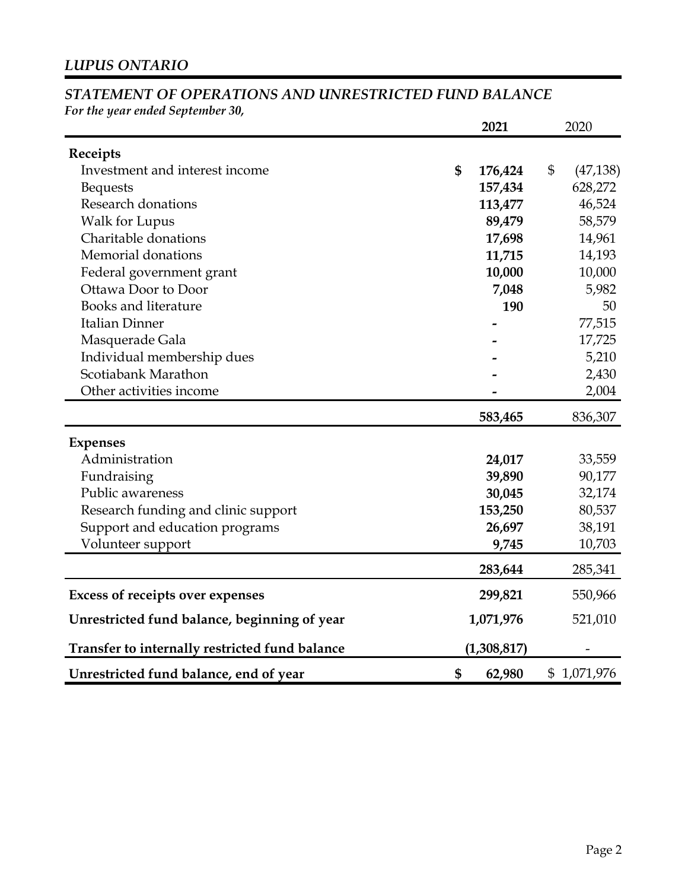*LUPUS ONTARIO*

## *STATEMENT OF OPERATIONS AND UNRESTRICTED FUND BALANCE*

*For the year ended September 30,*

| | **2021** | 2020 |
|---|---|---|
| **Receipts** | | |
| Investment and interest income | **$ 176,424** | $ (47,138) |
| Bequests | **157,434** | 628,272 |
| Research donations | **113,477** | 46,524 |
| Walk for Lupus | **89,479** | 58,579 |
| Charitable donations | **17,698** | 14,961 |
| Memorial donations | **11,715** | 14,193 |
| Federal government grant | **10,000** | 10,000 |
| Ottawa Door to Door | **7,048** | 5,982 |
| Books and literature | **190** | 50 |
| Italian Dinner | **-** | 77,515 |
| Masquerade Gala | **-** | 17,725 |
| Individual membership dues | **-** | 5,210 |
| Scotiabank Marathon | **-** | 2,430 |
| Other activities income | **-** | 2,004 |
| | **583,465** | 836,307 |
| **Expenses** | | |
| Administration | **24,017** | 33,559 |
| Fundraising | **39,890** | 90,177 |
| Public awareness | **30,045** | 32,174 |
| Research funding and clinic support | **153,250** | 80,537 |
| Support and education programs | **26,697** | 38,191 |
| Volunteer support | **9,745** | 10,703 |
| | **283,644** | 285,341 |
| **Excess of receipts over expenses** | **299,821** | 550,966 |
| **Unrestricted fund balance, beginning of year** | **1,071,976** | 521,010 |
| **Transfer to internally restricted fund balance** | **(1,308,817)** | - |
| **Unrestricted fund balance, end of year** | **$ 62,980** | $ 1,071,976 |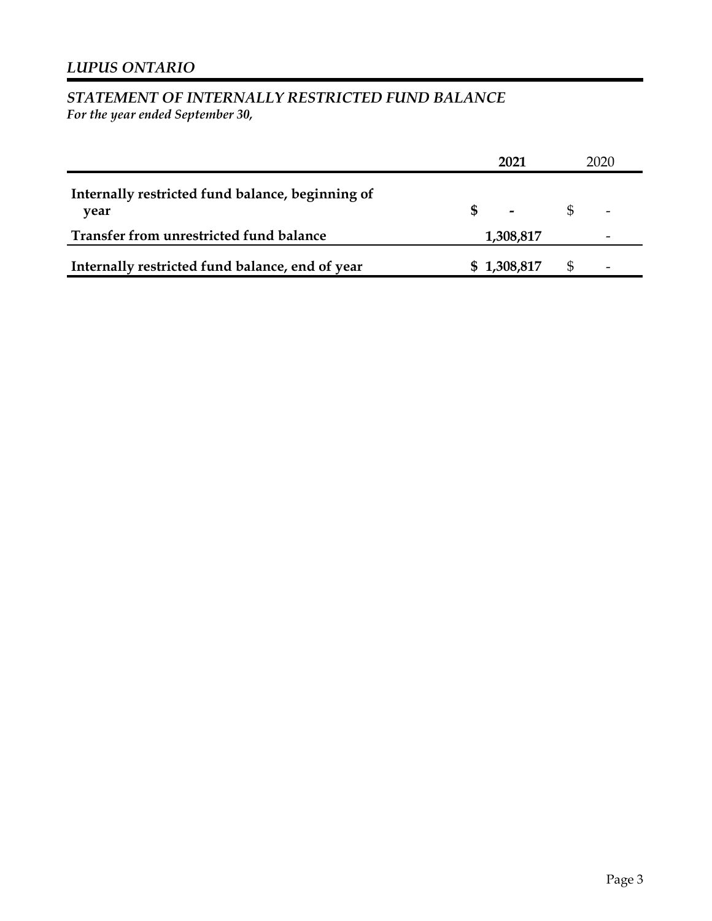*LUPUS ONTARIO*

## *STATEMENT OF INTERNALLY RESTRICTED FUND BALANCE*

*For the year ended September 30,*

| | 2021 | 2020 |
|---|---|---|
| **Internally restricted fund balance, beginning of year** | **$ -** | $ - |
| **Transfer from unrestricted fund balance** | **1,308,817** | - |
| **Internally restricted fund balance, end of year** | **$ 1,308,817** | $ - |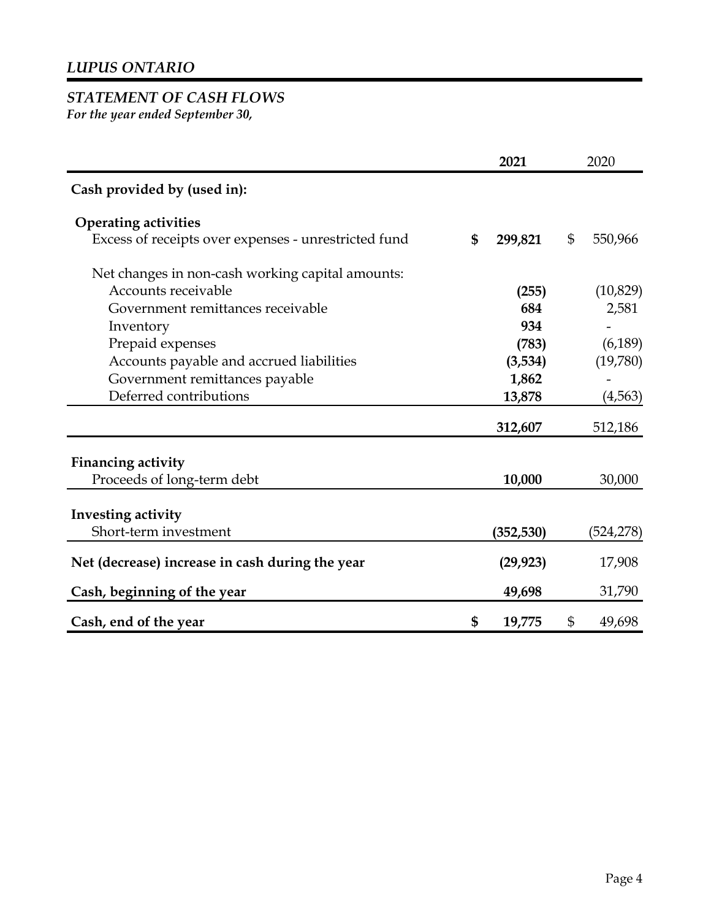## LUPUS ONTARIO

### STATEMENT OF CASH FLOWS

*For the year ended September 30,*

| | 2021 | 2020 |
|---|---|---|
| **Cash provided by (used in):** | | |
| **Operating activities** | | |
| Excess of receipts over expenses - unrestricted fund | $ 299,821 | $ 550,966 |
| Net changes in non-cash working capital amounts: | | |
| Accounts receivable | (255) | (10,829) |
| Government remittances receivable | 684 | 2,581 |
| Inventory | 934 | - |
| Prepaid expenses | (783) | (6,189) |
| Accounts payable and accrued liabilities | (3,534) | (19,780) |
| Government remittances payable | 1,862 | - |
| Deferred contributions | 13,878 | (4,563) |
| | 312,607 | 512,186 |
| **Financing activity** | | |
| Proceeds of long-term debt | 10,000 | 30,000 |
| **Investing activity** | | |
| Short-term investment | (352,530) | (524,278) |
| **Net (decrease) increase in cash during the year** | (29,923) | 17,908 |
| **Cash, beginning of the year** | 49,698 | 31,790 |
| **Cash, end of the year** | $ 19,775 | $ 49,698 |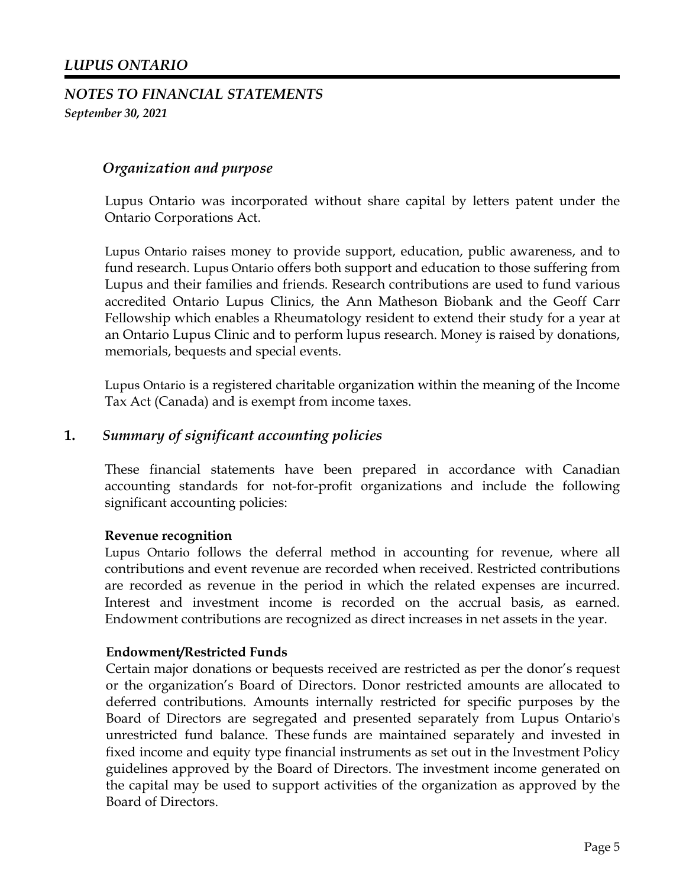# LUPUS ONTARIO

## NOTES TO FINANCIAL STATEMENTS

*September 30, 2021*

### *Organization and purpose*

Lupus Ontario was incorporated without share capital by letters patent under the Ontario Corporations Act.

Lupus Ontario raises money to provide support, education, public awareness, and to fund research. Lupus Ontario offers both support and education to those suffering from Lupus and their families and friends. Research contributions are used to fund various accredited Ontario Lupus Clinics, the Ann Matheson Biobank and the Geoff Carr Fellowship which enables a Rheumatology resident to extend their study for a year at an Ontario Lupus Clinic and to perform lupus research. Money is raised by donations, memorials, bequests and special events.

Lupus Ontario is a registered charitable organization within the meaning of the Income Tax Act (Canada) and is exempt from income taxes.

### 1. *Summary of significant accounting policies*

These financial statements have been prepared in accordance with Canadian accounting standards for not-for-profit organizations and include the following significant accounting policies:

**Revenue recognition**

Lupus Ontario follows the deferral method in accounting for revenue, where all contributions and event revenue are recorded when received. Restricted contributions are recorded as revenue in the period in which the related expenses are incurred. Interest and investment income is recorded on the accrual basis, as earned. Endowment contributions are recognized as direct increases in net assets in the year.

**Endowment/Restricted Funds**

Certain major donations or bequests received are restricted as per the donor's request or the organization's Board of Directors. Donor restricted amounts are allocated to deferred contributions. Amounts internally restricted for specific purposes by the Board of Directors are segregated and presented separately from Lupus Ontario's unrestricted fund balance. These funds are maintained separately and invested in fixed income and equity type financial instruments as set out in the Investment Policy guidelines approved by the Board of Directors. The investment income generated on the capital may be used to support activities of the organization as approved by the Board of Directors.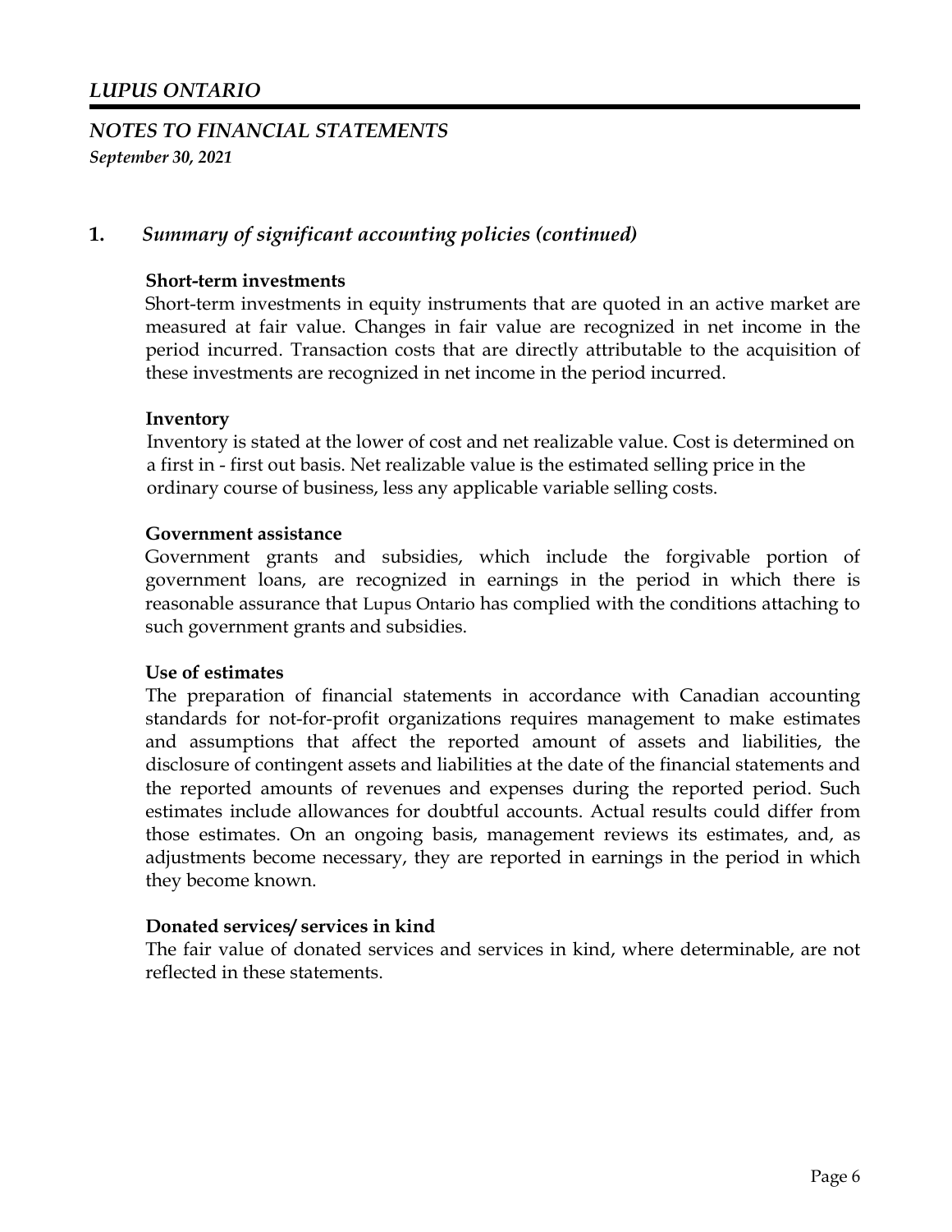# LUPUS ONTARIO

## NOTES TO FINANCIAL STATEMENTS

*September 30, 2021*

## 1. *Summary of significant accounting policies (continued)*

**Short-term investments**

Short-term investments in equity instruments that are quoted in an active market are measured at fair value. Changes in fair value are recognized in net income in the period incurred. Transaction costs that are directly attributable to the acquisition of these investments are recognized in net income in the period incurred.

**Inventory**

Inventory is stated at the lower of cost and net realizable value. Cost is determined on a first in - first out basis. Net realizable value is the estimated selling price in the ordinary course of business, less any applicable variable selling costs.

**Government assistance**

Government grants and subsidies, which include the forgivable portion of government loans, are recognized in earnings in the period in which there is reasonable assurance that Lupus Ontario has complied with the conditions attaching to such government grants and subsidies.

**Use of estimates**

The preparation of financial statements in accordance with Canadian accounting standards for not-for-profit organizations requires management to make estimates and assumptions that affect the reported amount of assets and liabilities, the disclosure of contingent assets and liabilities at the date of the financial statements and the reported amounts of revenues and expenses during the reported period. Such estimates include allowances for doubtful accounts. Actual results could differ from those estimates. On an ongoing basis, management reviews its estimates, and, as adjustments become necessary, they are reported in earnings in the period in which they become known.

**Donated services/ services in kind**

The fair value of donated services and services in kind, where determinable, are not reflected in these statements.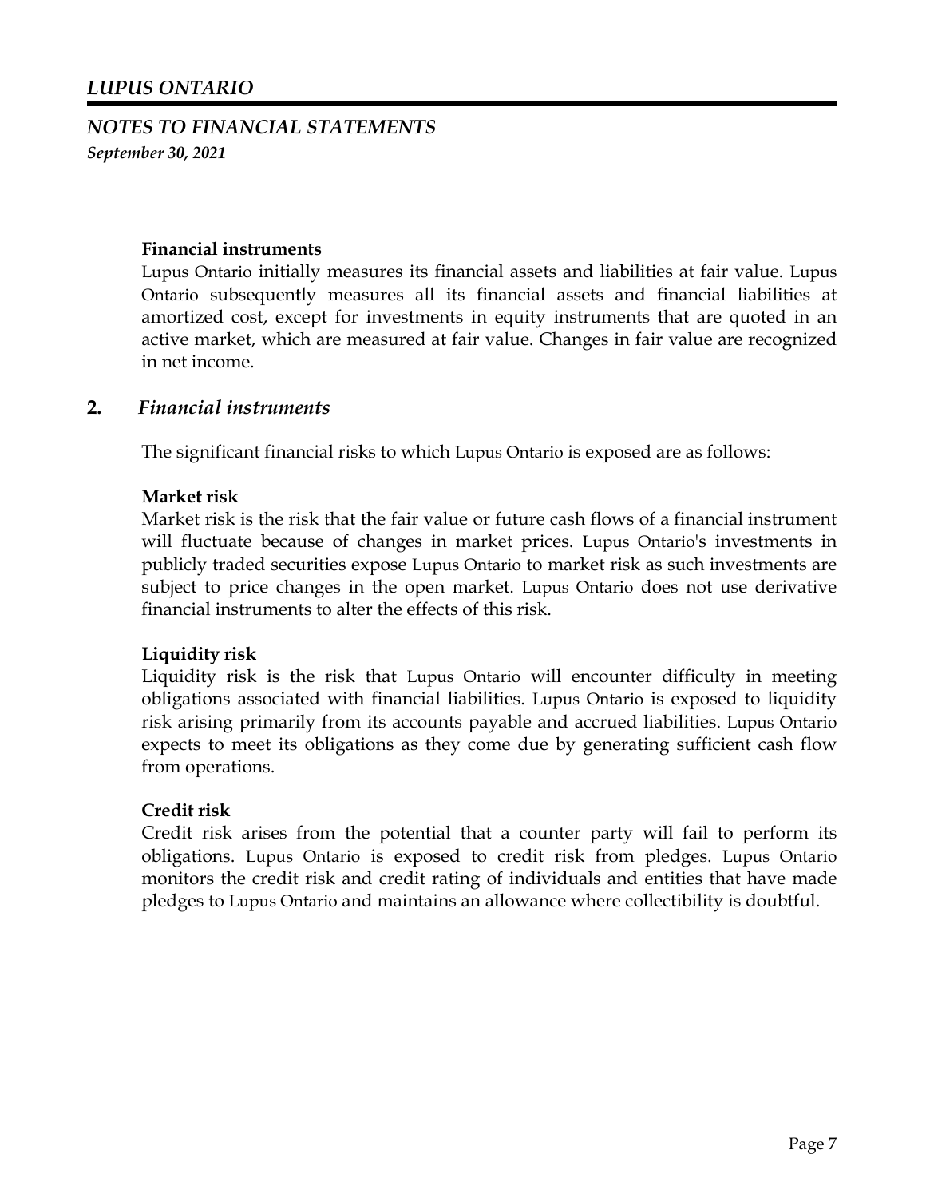**Financial instruments**

Lupus Ontario initially measures its financial assets and liabilities at fair value. Lupus Ontario subsequently measures all its financial assets and financial liabilities at amortized cost, except for investments in equity instruments that are quoted in an active market, which are measured at fair value. Changes in fair value are recognized in net income.

## 2. *Financial instruments*

The significant financial risks to which Lupus Ontario is exposed are as follows:

**Market risk**

Market risk is the risk that the fair value or future cash flows of a financial instrument will fluctuate because of changes in market prices. Lupus Ontario's investments in publicly traded securities expose Lupus Ontario to market risk as such investments are subject to price changes in the open market. Lupus Ontario does not use derivative financial instruments to alter the effects of this risk.

**Liquidity risk**

Liquidity risk is the risk that Lupus Ontario will encounter difficulty in meeting obligations associated with financial liabilities. Lupus Ontario is exposed to liquidity risk arising primarily from its accounts payable and accrued liabilities. Lupus Ontario expects to meet its obligations as they come due by generating sufficient cash flow from operations.

**Credit risk**

Credit risk arises from the potential that a counter party will fail to perform its obligations. Lupus Ontario is exposed to credit risk from pledges. Lupus Ontario monitors the credit risk and credit rating of individuals and entities that have made pledges to Lupus Ontario and maintains an allowance where collectibility is doubtful.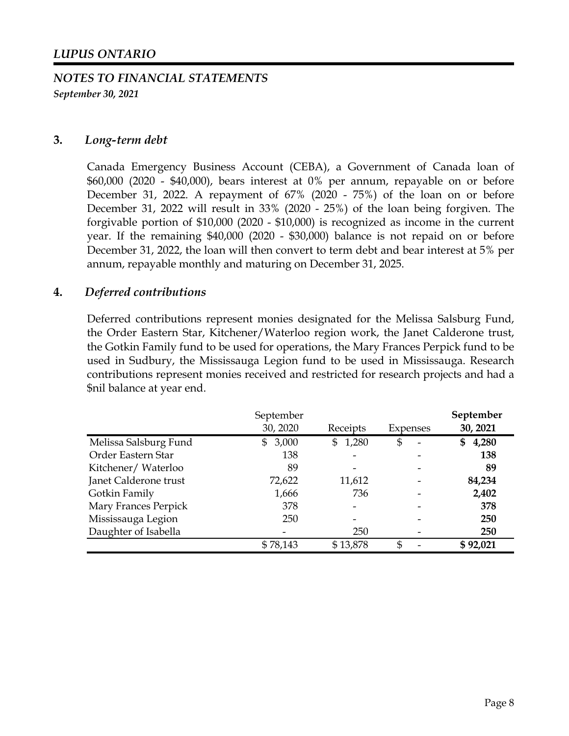# LUPUS ONTARIO

## NOTES TO FINANCIAL STATEMENTS

*September 30, 2021*

### 3. *Long-term debt*

Canada Emergency Business Account (CEBA), a Government of Canada loan of \$60,000 (2020 - \$40,000), bears interest at 0% per annum, repayable on or before December 31, 2022. A repayment of 67% (2020 - 75%) of the loan on or before December 31, 2022 will result in 33% (2020 - 25%) of the loan being forgiven. The forgivable portion of \$10,000 (2020 - \$10,000) is recognized as income in the current year. If the remaining \$40,000 (2020 - \$30,000) balance is not repaid on or before December 31, 2022, the loan will then convert to term debt and bear interest at 5% per annum, repayable monthly and maturing on December 31, 2025.

### 4. *Deferred contributions*

Deferred contributions represent monies designated for the Melissa Salsburg Fund, the Order Eastern Star, Kitchener/Waterloo region work, the Janet Calderone trust, the Gotkin Family fund to be used for operations, the Mary Frances Perpick fund to be used in Sudbury, the Mississauga Legion fund to be used in Mississauga. Research contributions represent monies received and restricted for research projects and had a \$nil balance at year end.

| | September 30, 2020 | Receipts | Expenses | **September 30, 2021** |
|---|---|---|---|---|
| Melissa Salsburg Fund | \$ 3,000 | \$ 1,280 | \$ - | **\$ 4,280** |
| Order Eastern Star | 138 | - | - | **138** |
| Kitchener/ Waterloo | 89 | - | - | **89** |
| Janet Calderone trust | 72,622 | 11,612 | - | **84,234** |
| Gotkin Family | 1,666 | 736 | - | **2,402** |
| Mary Frances Perpick | 378 | - | - | **378** |
| Mississauga Legion | 250 | - | - | **250** |
| Daughter of Isabella | - | 250 | - | **250** |
| | \$ 78,143 | \$ 13,878 | \$ - | **\$ 92,021** |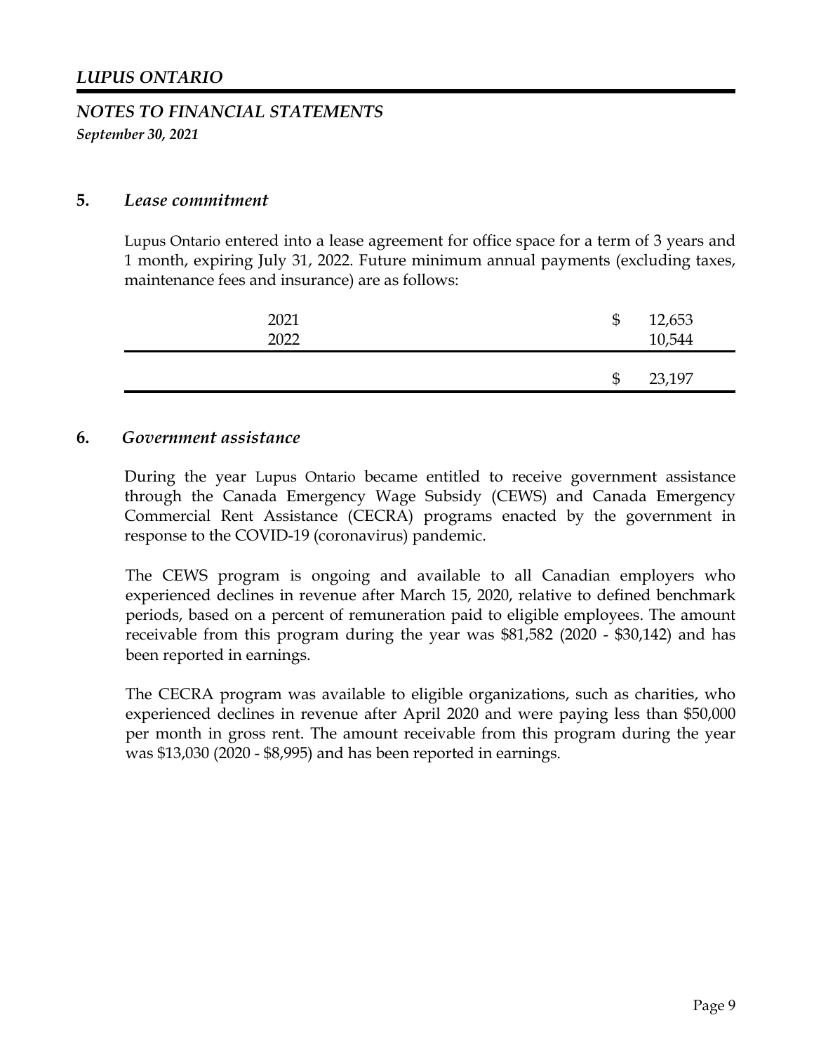# *LUPUS ONTARIO*

## *NOTES TO FINANCIAL STATEMENTS*

***September 30, 2021***

### **5.** ***Lease commitment***

Lupus Ontario entered into a lease agreement for office space for a term of 3 years and 1 month, expiring July 31, 2022. Future minimum annual payments (excluding taxes, maintenance fees and insurance) are as follows:

| | |
|---|---|
| 2021 | $ 12,653 |
| 2022 | 10,544 |
| | $ 23,197 |

### **6.** ***Government assistance***

During the year Lupus Ontario became entitled to receive government assistance through the Canada Emergency Wage Subsidy (CEWS) and Canada Emergency Commercial Rent Assistance (CECRA) programs enacted by the government in response to the COVID-19 (coronavirus) pandemic.

The CEWS program is ongoing and available to all Canadian employers who experienced declines in revenue after March 15, 2020, relative to defined benchmark periods, based on a percent of remuneration paid to eligible employees. The amount receivable from this program during the year was $81,582 (2020 - $30,142) and has been reported in earnings.

The CECRA program was available to eligible organizations, such as charities, who experienced declines in revenue after April 2020 and were paying less than $50,000 per month in gross rent. The amount receivable from this program during the year was $13,030 (2020 - $8,995) and has been reported in earnings.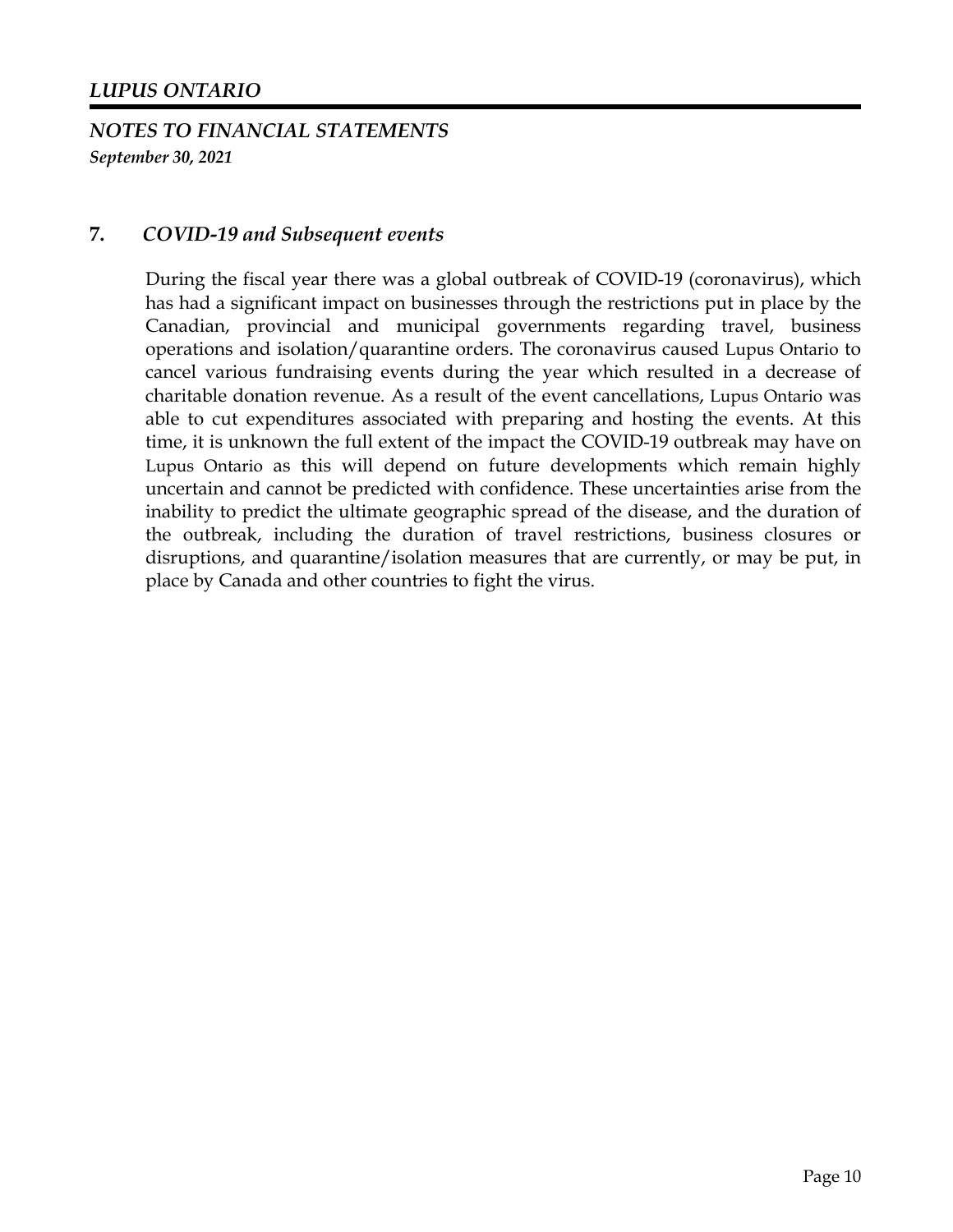## 7. *COVID-19 and Subsequent events*

During the fiscal year there was a global outbreak of COVID-19 (coronavirus), which has had a significant impact on businesses through the restrictions put in place by the Canadian, provincial and municipal governments regarding travel, business operations and isolation/quarantine orders. The coronavirus caused Lupus Ontario to cancel various fundraising events during the year which resulted in a decrease of charitable donation revenue. As a result of the event cancellations, Lupus Ontario was able to cut expenditures associated with preparing and hosting the events. At this time, it is unknown the full extent of the impact the COVID-19 outbreak may have on Lupus Ontario as this will depend on future developments which remain highly uncertain and cannot be predicted with confidence. These uncertainties arise from the inability to predict the ultimate geographic spread of the disease, and the duration of the outbreak, including the duration of travel restrictions, business closures or disruptions, and quarantine/isolation measures that are currently, or may be put, in place by Canada and other countries to fight the virus.